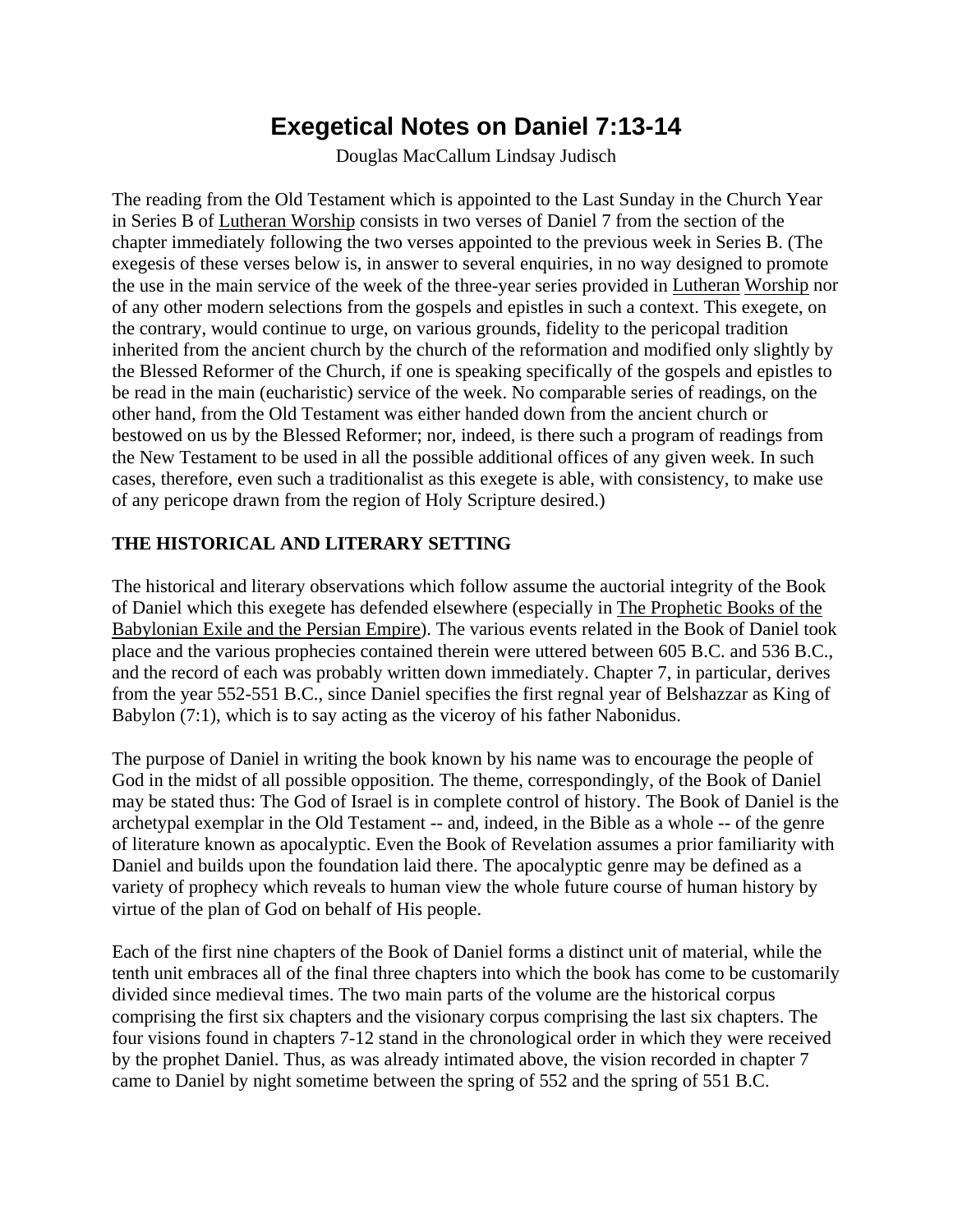# Exegetical Notes on Daniel 7:13-14

Douglas MacCallum Lindsay Judisch

The reading from the Old Testament which is appointed to the Last Sunday in the Church Year in Series B of Lutheran Worship consists in two verses of Daniel 7 from the section of the chapter immediately following the two verses appointed to the previous week in Series B. (The exegesis of these verses below is, in answer to several enquiries, in no way designed to promote the use in the main service of the week of the three-year series provided in Lutheran Worship nor of any other modern selections from the gospels and epistles in such a context. This exegete, on the contrary, would continue to urge, on various grounds, fidelity to the pericopal tradition inherited from the ancient church by the church of the reformation and modified only slightly by the Blessed Reformer of the Church, if one is speaking specifically of the gospels and epistles to be read in the main (eucharistic) service of the week. No comparable series of readings, on the other hand, from the Old Testament was either handed down from the ancient church or bestowed on us by the Blessed Reformer; nor, indeed, is there such a program of readings from the New Testament to be used in all the possible additional offices of any given week. In such cases, therefore, even such a traditionalist as this exegete is able, with consistency, to make use of any pericope drawn from the region of Holy Scripture desired.)

## THE HISTORICAL AND LITERARY SETTING

The historical and literary observations which follow assume the auctorial integrity of the Book of Daniel which this exegete has defended elsewhere (especially in The Prophetic Books of the Babylonian Exile and the Persian Empire). The various events related in the Book of Daniel took place and the various prophecies contained therein were uttered between 605 B.C. and 536 B.C., and the record of each was probably written down immediately. Chapter 7, in particular, derives from the year 552-551 B.C., since Daniel specifies the first regnal year of Belshazzar as King of Babylon (7:1), which is to say acting as the viceroy of his father Nabonidus.

The purpose of Daniel in writing the book known by his name was to encourage the people of God in the midst of all possible opposition. The theme, correspondingly, of the Book of Daniel may be stated thus: The God of Israel is in complete control of history. The Book of Daniel is the archetypal exemplar in the Old Testament -- and, indeed, in the Bible as a whole -- of the genre of literature known as apocalyptic. Even the Book of Revelation assumes a prior familiarity with Daniel and builds upon the foundation laid there. The apocalyptic genre may be defined as a variety of prophecy which reveals to human view the whole future course of human history by virtue of the plan of God on behalf of His people.

Each of the first nine chapters of the Book of Daniel forms a distinct unit of material, while the tenth unit embraces all of the final three chapters into which the book has come to be customarily divided since medieval times. The two main parts of the volume are the historical corpus comprising the first six chapters and the visionary corpus comprising the last six chapters. The four visions found in chapters 7-12 stand in the chronological order in which they were received by the prophet Daniel. Thus, as was already intimated above, the vision recorded in chapter 7 came to Daniel by night sometime between the spring of 552 and the spring of 551 B.C.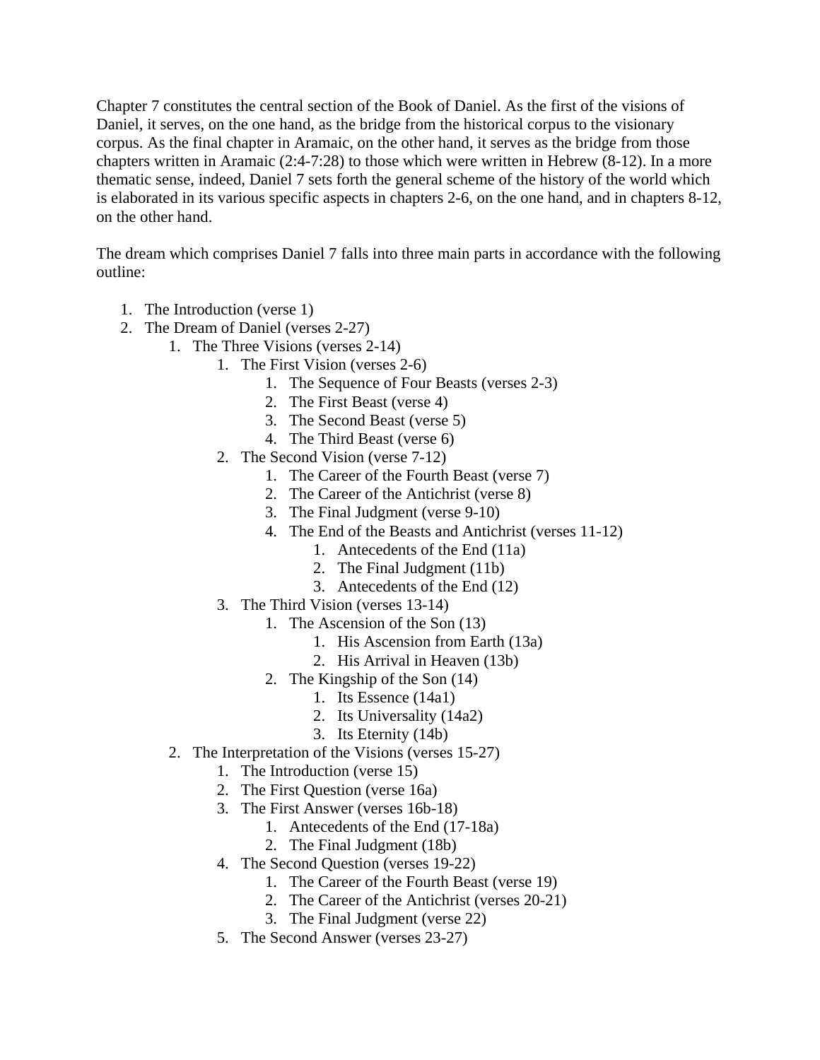Chapter 7 constitutes the central section of the Book of Daniel. As the first of the visions of Daniel, it serves, on the one hand, as the bridge from the historical corpus to the visionary corpus. As the final chapter in Aramaic, on the other hand, it serves as the bridge from those chapters written in Aramaic (2:4-7:28) to those which were written in Hebrew (8-12). In a more thematic sense, indeed, Daniel 7 sets forth the general scheme of the history of the world which is elaborated in its various specific aspects in chapters 2-6, on the one hand, and in chapters 8-12, on the other hand.

The dream which comprises Daniel 7 falls into three main parts in accordance with the following outline:

1. The Introduction (verse 1)
2. The Dream of Daniel (verses 2-27)
    1. The Three Visions (verses 2-14)
        1. The First Vision (verses 2-6)
            1. The Sequence of Four Beasts (verses 2-3)
            2. The First Beast (verse 4)
            3. The Second Beast (verse 5)
            4. The Third Beast (verse 6)
        2. The Second Vision (verse 7-12)
            1. The Career of the Fourth Beast (verse 7)
            2. The Career of the Antichrist (verse 8)
            3. The Final Judgment (verse 9-10)
            4. The End of the Beasts and Antichrist (verses 11-12)
                1. Antecedents of the End (11a)
                2. The Final Judgment (11b)
                3. Antecedents of the End (12)
        3. The Third Vision (verses 13-14)
            1. The Ascension of the Son (13)
                1. His Ascension from Earth (13a)
                2. His Arrival in Heaven (13b)
            2. The Kingship of the Son (14)
                1. Its Essence (14a1)
                2. Its Universality (14a2)
                3. Its Eternity (14b)
    2. The Interpretation of the Visions (verses 15-27)
        1. The Introduction (verse 15)
        2. The First Question (verse 16a)
        3. The First Answer (verses 16b-18)
            1. Antecedents of the End (17-18a)
            2. The Final Judgment (18b)
        4. The Second Question (verses 19-22)
            1. The Career of the Fourth Beast (verse 19)
            2. The Career of the Antichrist (verses 20-21)
            3. The Final Judgment (verse 22)
        5. The Second Answer (verses 23-27)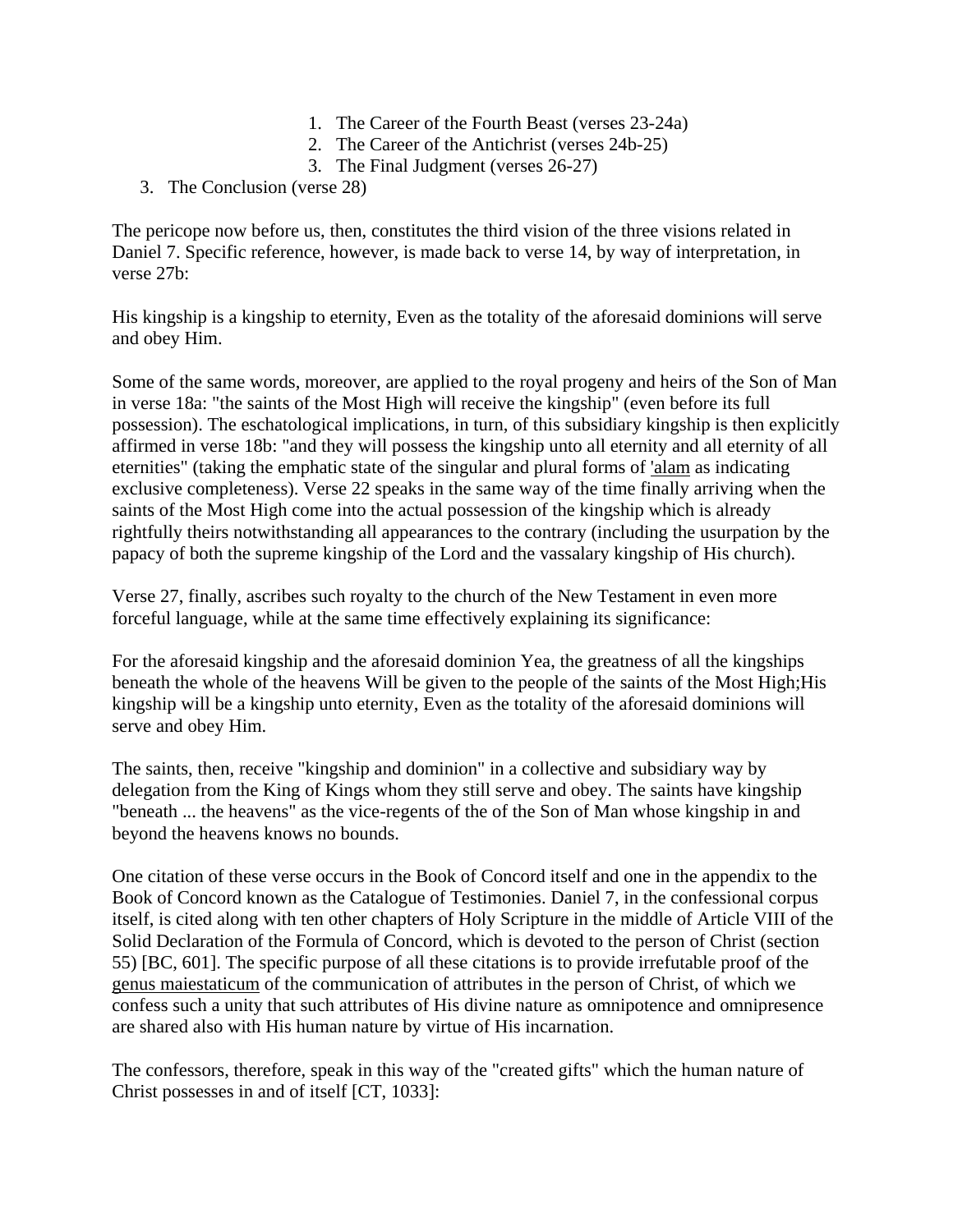1. The Career of the Fourth Beast (verses 23-24a)
2. The Career of the Antichrist (verses 24b-25)
3. The Final Judgment (verses 26-27)

3. The Conclusion (verse 28)

The pericope now before us, then, constitutes the third vision of the three visions related in Daniel 7. Specific reference, however, is made back to verse 14, by way of interpretation, in verse 27b:

His kingship is a kingship to eternity, Even as the totality of the aforesaid dominions will serve and obey Him.

Some of the same words, moreover, are applied to the royal progeny and heirs of the Son of Man in verse 18a: "the saints of the Most High will receive the kingship" (even before its full possession). The eschatological implications, in turn, of this subsidiary kingship is then explicitly affirmed in verse 18b: "and they will possess the kingship unto all eternity and all eternity of all eternities" (taking the emphatic state of the singular and plural forms of 'alam as indicating exclusive completeness). Verse 22 speaks in the same way of the time finally arriving when the saints of the Most High come into the actual possession of the kingship which is already rightfully theirs notwithstanding all appearances to the contrary (including the usurpation by the papacy of both the supreme kingship of the Lord and the vassalary kingship of His church).

Verse 27, finally, ascribes such royalty to the church of the New Testament in even more forceful language, while at the same time effectively explaining its significance:

For the aforesaid kingship and the aforesaid dominion Yea, the greatness of all the kingships beneath the whole of the heavens Will be given to the people of the saints of the Most High;His kingship will be a kingship unto eternity, Even as the totality of the aforesaid dominions will serve and obey Him.

The saints, then, receive "kingship and dominion" in a collective and subsidiary way by delegation from the King of Kings whom they still serve and obey. The saints have kingship "beneath ... the heavens" as the vice-regents of the of the Son of Man whose kingship in and beyond the heavens knows no bounds.

One citation of these verse occurs in the Book of Concord itself and one in the appendix to the Book of Concord known as the Catalogue of Testimonies. Daniel 7, in the confessional corpus itself, is cited along with ten other chapters of Holy Scripture in the middle of Article VIII of the Solid Declaration of the Formula of Concord, which is devoted to the person of Christ (section 55) [BC, 601]. The specific purpose of all these citations is to provide irrefutable proof of the genus maiestaticum of the communication of attributes in the person of Christ, of which we confess such a unity that such attributes of His divine nature as omnipotence and omnipresence are shared also with His human nature by virtue of His incarnation.

The confessors, therefore, speak in this way of the "created gifts" which the human nature of Christ possesses in and of itself [CT, 1033]: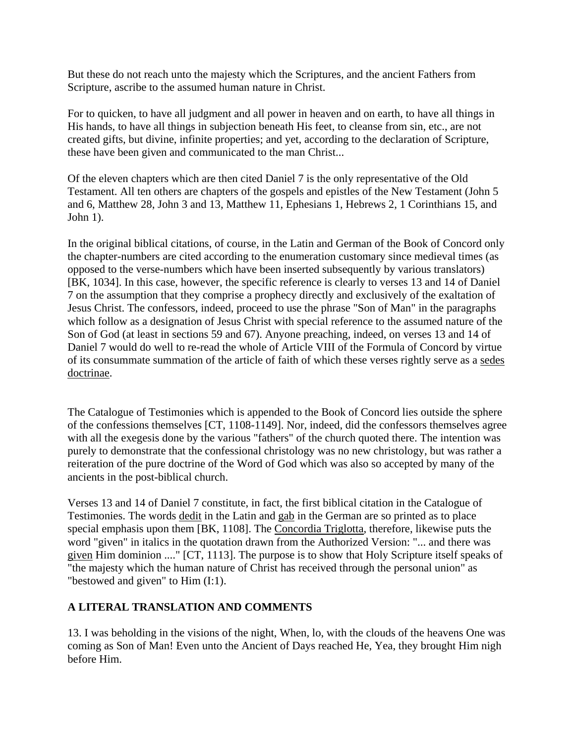But these do not reach unto the majesty which the Scriptures, and the ancient Fathers from Scripture, ascribe to the assumed human nature in Christ.

For to quicken, to have all judgment and all power in heaven and on earth, to have all things in His hands, to have all things in subjection beneath His feet, to cleanse from sin, etc., are not created gifts, but divine, infinite properties; and yet, according to the declaration of Scripture, these have been given and communicated to the man Christ...

Of the eleven chapters which are then cited Daniel 7 is the only representative of the Old Testament. All ten others are chapters of the gospels and epistles of the New Testament (John 5 and 6, Matthew 28, John 3 and 13, Matthew 11, Ephesians 1, Hebrews 2, 1 Corinthians 15, and John 1).

In the original biblical citations, of course, in the Latin and German of the Book of Concord only the chapter-numbers are cited according to the enumeration customary since medieval times (as opposed to the verse-numbers which have been inserted subsequently by various translators) [BK, 1034]. In this case, however, the specific reference is clearly to verses 13 and 14 of Daniel 7 on the assumption that they comprise a prophecy directly and exclusively of the exaltation of Jesus Christ. The confessors, indeed, proceed to use the phrase "Son of Man" in the paragraphs which follow as a designation of Jesus Christ with special reference to the assumed nature of the Son of God (at least in sections 59 and 67). Anyone preaching, indeed, on verses 13 and 14 of Daniel 7 would do well to re-read the whole of Article VIII of the Formula of Concord by virtue of its consummate summation of the article of faith of which these verses rightly serve as a <u>sedes doctrinae</u>.

The Catalogue of Testimonies which is appended to the Book of Concord lies outside the sphere of the confessions themselves [CT, 1108-1149]. Nor, indeed, did the confessors themselves agree with all the exegesis done by the various "fathers" of the church quoted there. The intention was purely to demonstrate that the confessional christology was no new christology, but was rather a reiteration of the pure doctrine of the Word of God which was also so accepted by many of the ancients in the post-biblical church.

Verses 13 and 14 of Daniel 7 constitute, in fact, the first biblical citation in the Catalogue of Testimonies. The words <u>dedit</u> in the Latin and <u>gab</u> in the German are so printed as to place special emphasis upon them [BK, 1108]. The <u>Concordia Triglotta</u>, therefore, likewise puts the word "given" in italics in the quotation drawn from the Authorized Version: "... and there was <u>given</u> Him dominion ...." [CT, 1113]. The purpose is to show that Holy Scripture itself speaks of "the majesty which the human nature of Christ has received through the personal union" as "bestowed and given" to Him (I:1).

## A LITERAL TRANSLATION AND COMMENTS

13. I was beholding in the visions of the night, When, lo, with the clouds of the heavens One was coming as Son of Man! Even unto the Ancient of Days reached He, Yea, they brought Him nigh before Him.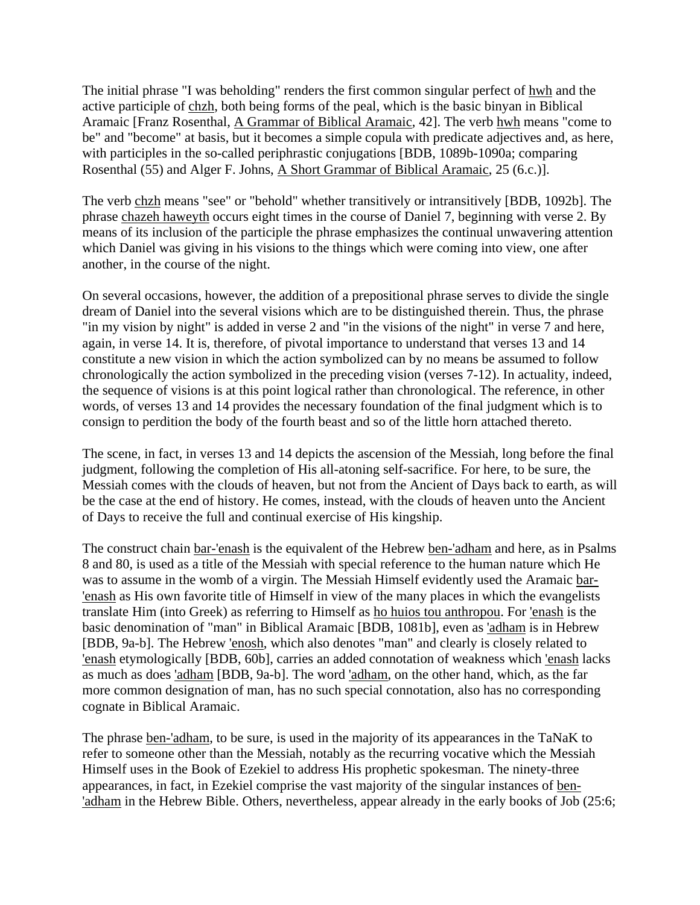The initial phrase "I was beholding" renders the first common singular perfect of hwh and the active participle of chzh, both being forms of the peal, which is the basic binyan in Biblical Aramaic [Franz Rosenthal, A Grammar of Biblical Aramaic, 42]. The verb hwh means "come to be" and "become" at basis, but it becomes a simple copula with predicate adjectives and, as here, with participles in the so-called periphrastic conjugations [BDB, 1089b-1090a; comparing Rosenthal (55) and Alger F. Johns, A Short Grammar of Biblical Aramaic, 25 (6.c.)].

The verb chzh means "see" or "behold" whether transitively or intransitively [BDB, 1092b]. The phrase chazeh haweyth occurs eight times in the course of Daniel 7, beginning with verse 2. By means of its inclusion of the participle the phrase emphasizes the continual unwavering attention which Daniel was giving in his visions to the things which were coming into view, one after another, in the course of the night.

On several occasions, however, the addition of a prepositional phrase serves to divide the single dream of Daniel into the several visions which are to be distinguished therein. Thus, the phrase "in my vision by night" is added in verse 2 and "in the visions of the night" in verse 7 and here, again, in verse 14. It is, therefore, of pivotal importance to understand that verses 13 and 14 constitute a new vision in which the action symbolized can by no means be assumed to follow chronologically the action symbolized in the preceding vision (verses 7-12). In actuality, indeed, the sequence of visions is at this point logical rather than chronological. The reference, in other words, of verses 13 and 14 provides the necessary foundation of the final judgment which is to consign to perdition the body of the fourth beast and so of the little horn attached thereto.

The scene, in fact, in verses 13 and 14 depicts the ascension of the Messiah, long before the final judgment, following the completion of His all-atoning self-sacrifice. For here, to be sure, the Messiah comes with the clouds of heaven, but not from the Ancient of Days back to earth, as will be the case at the end of history. He comes, instead, with the clouds of heaven unto the Ancient of Days to receive the full and continual exercise of His kingship.

The construct chain bar-'enash is the equivalent of the Hebrew ben-'adham and here, as in Psalms 8 and 80, is used as a title of the Messiah with special reference to the human nature which He was to assume in the womb of a virgin. The Messiah Himself evidently used the Aramaic bar-'enash as His own favorite title of Himself in view of the many places in which the evangelists translate Him (into Greek) as referring to Himself as ho huios tou anthropou. For 'enash is the basic denomination of "man" in Biblical Aramaic [BDB, 1081b], even as 'adham is in Hebrew [BDB, 9a-b]. The Hebrew 'enosh, which also denotes "man" and clearly is closely related to 'enash etymologically [BDB, 60b], carries an added connotation of weakness which 'enash lacks as much as does 'adham [BDB, 9a-b]. The word 'adham, on the other hand, which, as the far more common designation of man, has no such special connotation, also has no corresponding cognate in Biblical Aramaic.

The phrase ben-'adham, to be sure, is used in the majority of its appearances in the TaNaK to refer to someone other than the Messiah, notably as the recurring vocative which the Messiah Himself uses in the Book of Ezekiel to address His prophetic spokesman. The ninety-three appearances, in fact, in Ezekiel comprise the vast majority of the singular instances of ben-'adham in the Hebrew Bible. Others, nevertheless, appear already in the early books of Job (25:6;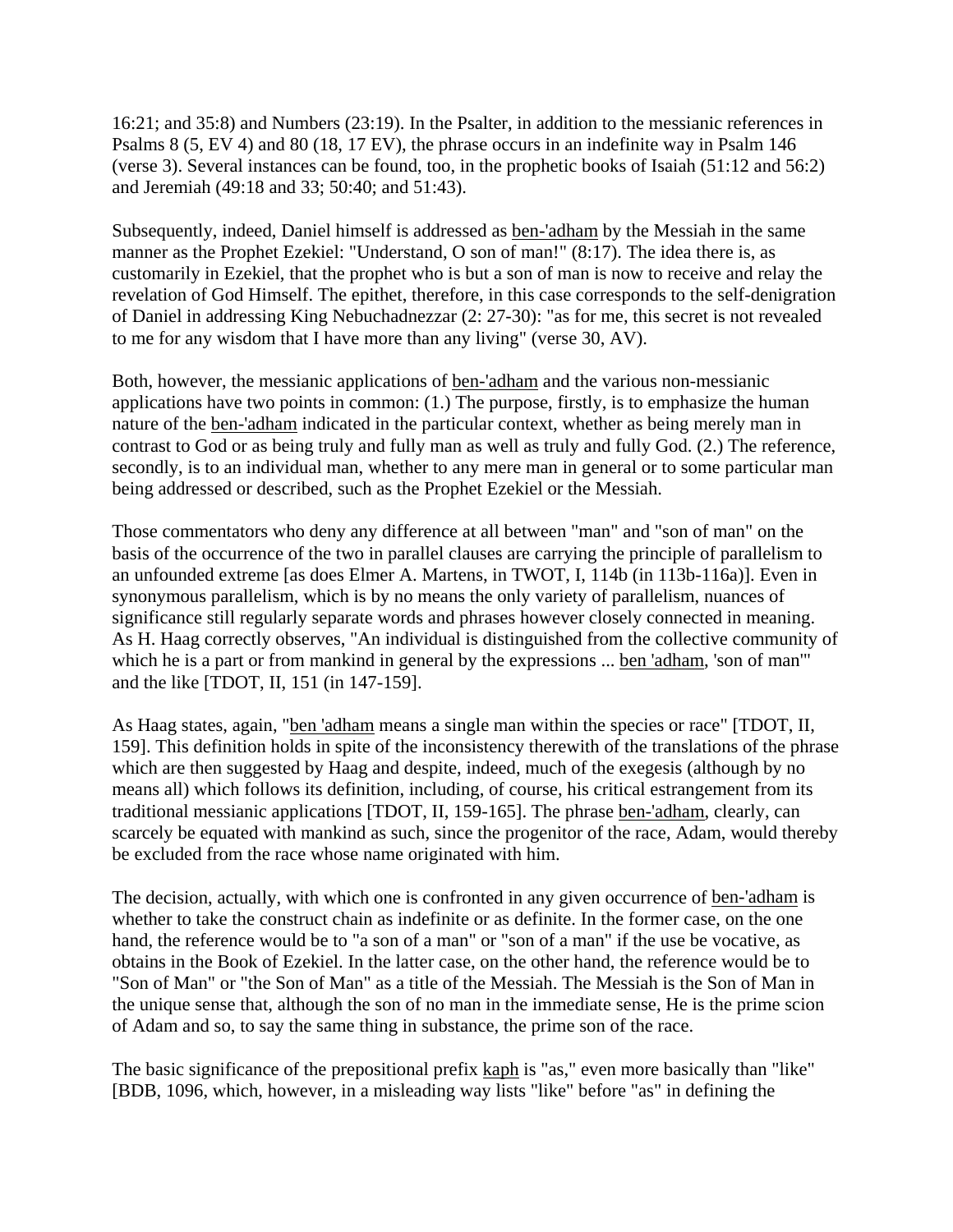16:21; and 35:8) and Numbers (23:19). In the Psalter, in addition to the messianic references in Psalms 8 (5, EV 4) and 80 (18, 17 EV), the phrase occurs in an indefinite way in Psalm 146 (verse 3). Several instances can be found, too, in the prophetic books of Isaiah (51:12 and 56:2) and Jeremiah (49:18 and 33; 50:40; and 51:43).

Subsequently, indeed, Daniel himself is addressed as <u>ben-'adham</u> by the Messiah in the same manner as the Prophet Ezekiel: "Understand, O son of man!" (8:17). The idea there is, as customarily in Ezekiel, that the prophet who is but a son of man is now to receive and relay the revelation of God Himself. The epithet, therefore, in this case corresponds to the self-denigration of Daniel in addressing King Nebuchadnezzar (2: 27-30): "as for me, this secret is not revealed to me for any wisdom that I have more than any living" (verse 30, AV).

Both, however, the messianic applications of <u>ben-'adham</u> and the various non-messianic applications have two points in common: (1.) The purpose, firstly, is to emphasize the human nature of the <u>ben-'adham</u> indicated in the particular context, whether as being merely man in contrast to God or as being truly and fully man as well as truly and fully God. (2.) The reference, secondly, is to an individual man, whether to any mere man in general or to some particular man being addressed or described, such as the Prophet Ezekiel or the Messiah.

Those commentators who deny any difference at all between "man" and "son of man" on the basis of the occurrence of the two in parallel clauses are carrying the principle of parallelism to an unfounded extreme [as does Elmer A. Martens, in TWOT, I, 114b (in 113b-116a)]. Even in synonymous parallelism, which is by no means the only variety of parallelism, nuances of significance still regularly separate words and phrases however closely connected in meaning. As H. Haag correctly observes, "An individual is distinguished from the collective community of which he is a part or from mankind in general by the expressions ... <u>ben 'adham</u>, 'son of man'" and the like [TDOT, II, 151 (in 147-159].

As Haag states, again, "<u>ben 'adham</u> means a single man within the species or race" [TDOT, II, 159]. This definition holds in spite of the inconsistency therewith of the translations of the phrase which are then suggested by Haag and despite, indeed, much of the exegesis (although by no means all) which follows its definition, including, of course, his critical estrangement from its traditional messianic applications [TDOT, II, 159-165]. The phrase <u>ben-'adham</u>, clearly, can scarcely be equated with mankind as such, since the progenitor of the race, Adam, would thereby be excluded from the race whose name originated with him.

The decision, actually, with which one is confronted in any given occurrence of <u>ben-'adham</u> is whether to take the construct chain as indefinite or as definite. In the former case, on the one hand, the reference would be to "a son of a man" or "son of a man" if the use be vocative, as obtains in the Book of Ezekiel. In the latter case, on the other hand, the reference would be to "Son of Man" or "the Son of Man" as a title of the Messiah. The Messiah is the Son of Man in the unique sense that, although the son of no man in the immediate sense, He is the prime scion of Adam and so, to say the same thing in substance, the prime son of the race.

The basic significance of the prepositional prefix <u>kaph</u> is "as," even more basically than "like" [BDB, 1096, which, however, in a misleading way lists "like" before "as" in defining the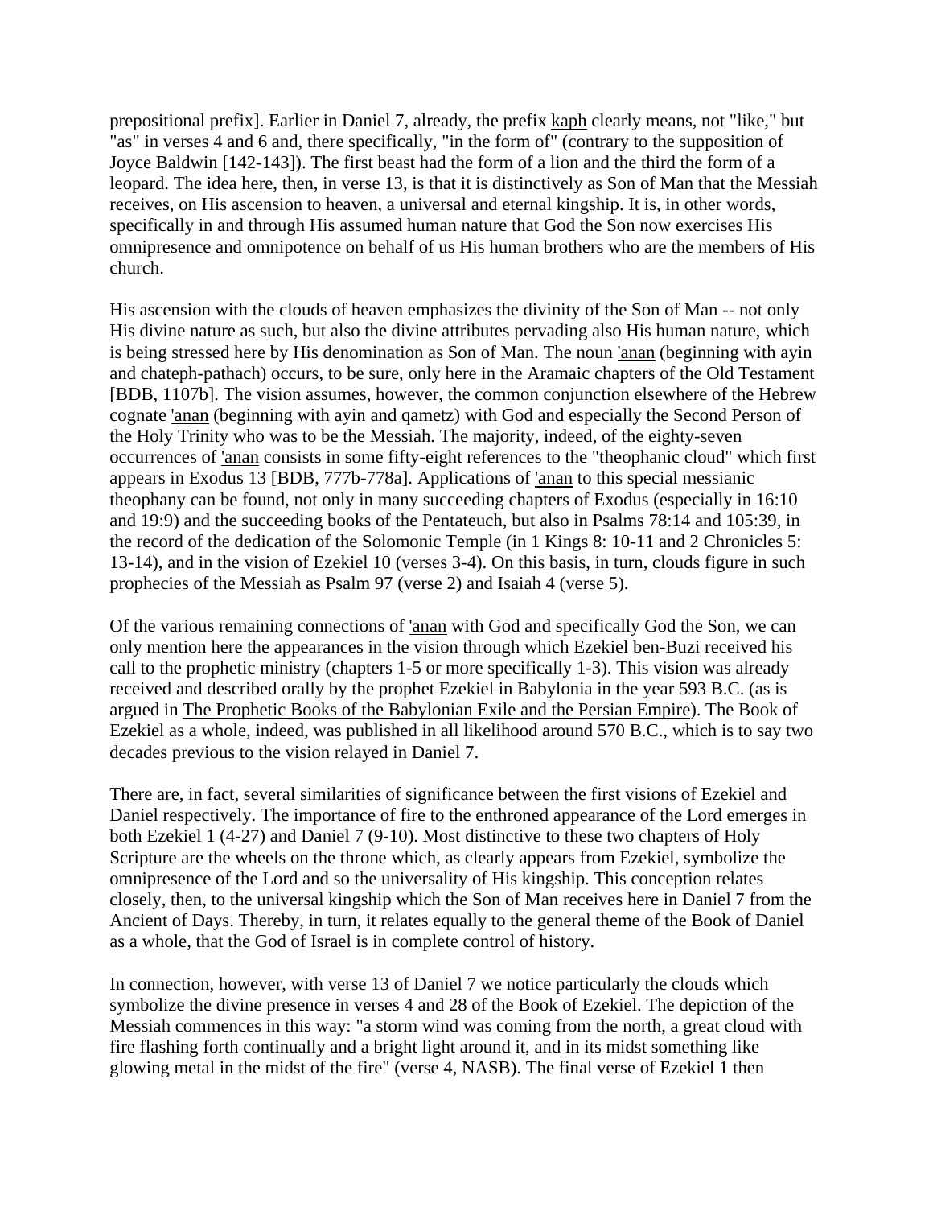prepositional prefix]. Earlier in Daniel 7, already, the prefix kaph clearly means, not "like," but "as" in verses 4 and 6 and, there specifically, "in the form of" (contrary to the supposition of Joyce Baldwin [142-143]). The first beast had the form of a lion and the third the form of a leopard. The idea here, then, in verse 13, is that it is distinctively as Son of Man that the Messiah receives, on His ascension to heaven, a universal and eternal kingship. It is, in other words, specifically in and through His assumed human nature that God the Son now exercises His omnipresence and omnipotence on behalf of us His human brothers who are the members of His church.

His ascension with the clouds of heaven emphasizes the divinity of the Son of Man -- not only His divine nature as such, but also the divine attributes pervading also His human nature, which is being stressed here by His denomination as Son of Man. The noun 'anan (beginning with ayin and chateph-pathach) occurs, to be sure, only here in the Aramaic chapters of the Old Testament [BDB, 1107b]. The vision assumes, however, the common conjunction elsewhere of the Hebrew cognate 'anan (beginning with ayin and qametz) with God and especially the Second Person of the Holy Trinity who was to be the Messiah. The majority, indeed, of the eighty-seven occurrences of 'anan consists in some fifty-eight references to the "theophanic cloud" which first appears in Exodus 13 [BDB, 777b-778a]. Applications of 'anan to this special messianic theophany can be found, not only in many succeeding chapters of Exodus (especially in 16:10 and 19:9) and the succeeding books of the Pentateuch, but also in Psalms 78:14 and 105:39, in the record of the dedication of the Solomonic Temple (in 1 Kings 8: 10-11 and 2 Chronicles 5: 13-14), and in the vision of Ezekiel 10 (verses 3-4). On this basis, in turn, clouds figure in such prophecies of the Messiah as Psalm 97 (verse 2) and Isaiah 4 (verse 5).

Of the various remaining connections of 'anan with God and specifically God the Son, we can only mention here the appearances in the vision through which Ezekiel ben-Buzi received his call to the prophetic ministry (chapters 1-5 or more specifically 1-3). This vision was already received and described orally by the prophet Ezekiel in Babylonia in the year 593 B.C. (as is argued in The Prophetic Books of the Babylonian Exile and the Persian Empire). The Book of Ezekiel as a whole, indeed, was published in all likelihood around 570 B.C., which is to say two decades previous to the vision relayed in Daniel 7.

There are, in fact, several similarities of significance between the first visions of Ezekiel and Daniel respectively. The importance of fire to the enthroned appearance of the Lord emerges in both Ezekiel 1 (4-27) and Daniel 7 (9-10). Most distinctive to these two chapters of Holy Scripture are the wheels on the throne which, as clearly appears from Ezekiel, symbolize the omnipresence of the Lord and so the universality of His kingship. This conception relates closely, then, to the universal kingship which the Son of Man receives here in Daniel 7 from the Ancient of Days. Thereby, in turn, it relates equally to the general theme of the Book of Daniel as a whole, that the God of Israel is in complete control of history.

In connection, however, with verse 13 of Daniel 7 we notice particularly the clouds which symbolize the divine presence in verses 4 and 28 of the Book of Ezekiel. The depiction of the Messiah commences in this way: "a storm wind was coming from the north, a great cloud with fire flashing forth continually and a bright light around it, and in its midst something like glowing metal in the midst of the fire" (verse 4, NASB). The final verse of Ezekiel 1 then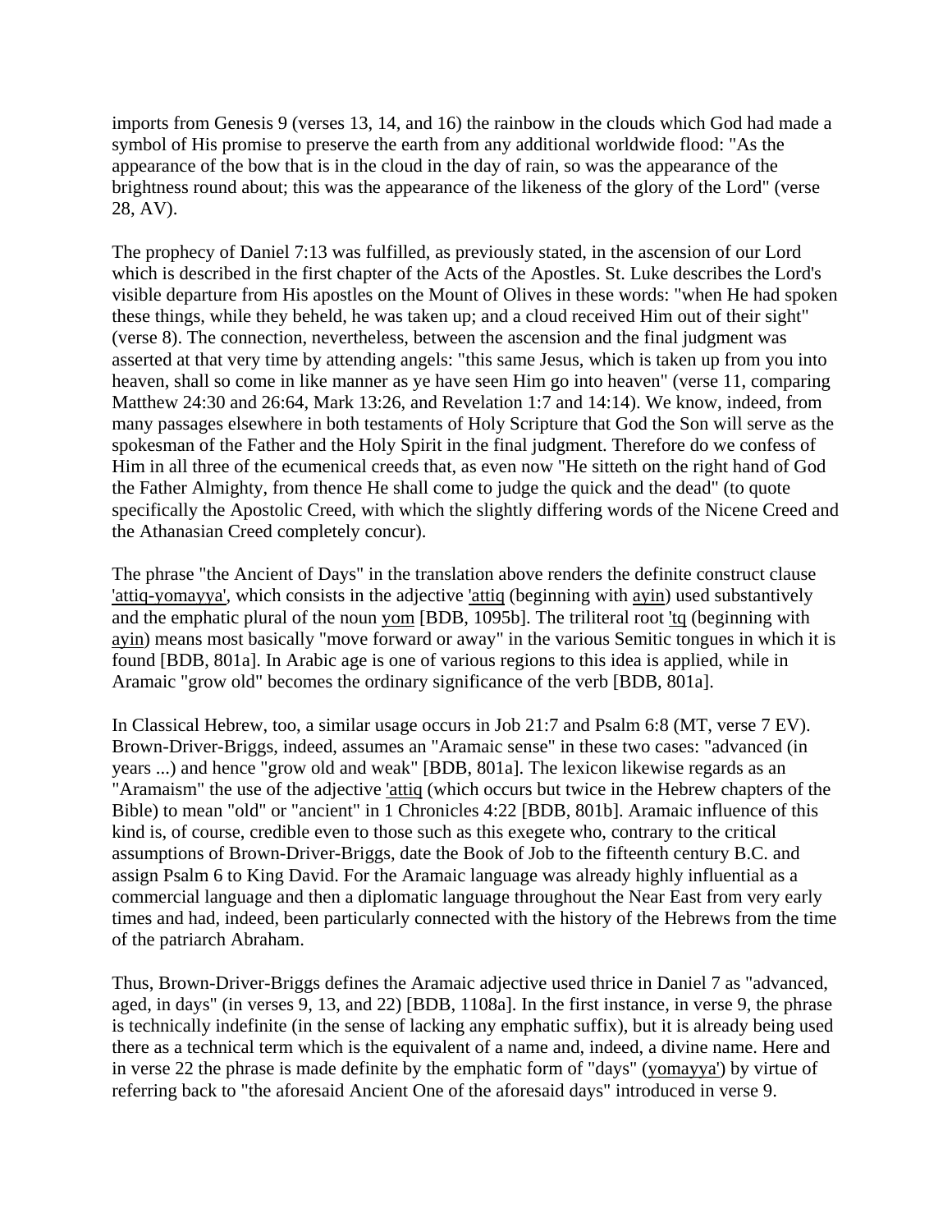imports from Genesis 9 (verses 13, 14, and 16) the rainbow in the clouds which God had made a symbol of His promise to preserve the earth from any additional worldwide flood: "As the appearance of the bow that is in the cloud in the day of rain, so was the appearance of the brightness round about; this was the appearance of the likeness of the glory of the Lord" (verse 28, AV).

The prophecy of Daniel 7:13 was fulfilled, as previously stated, in the ascension of our Lord which is described in the first chapter of the Acts of the Apostles. St. Luke describes the Lord's visible departure from His apostles on the Mount of Olives in these words: "when He had spoken these things, while they beheld, he was taken up; and a cloud received Him out of their sight" (verse 8). The connection, nevertheless, between the ascension and the final judgment was asserted at that very time by attending angels: "this same Jesus, which is taken up from you into heaven, shall so come in like manner as ye have seen Him go into heaven" (verse 11, comparing Matthew 24:30 and 26:64, Mark 13:26, and Revelation 1:7 and 14:14). We know, indeed, from many passages elsewhere in both testaments of Holy Scripture that God the Son will serve as the spokesman of the Father and the Holy Spirit in the final judgment. Therefore do we confess of Him in all three of the ecumenical creeds that, as even now "He sitteth on the right hand of God the Father Almighty, from thence He shall come to judge the quick and the dead" (to quote specifically the Apostolic Creed, with which the slightly differing words of the Nicene Creed and the Athanasian Creed completely concur).

The phrase "the Ancient of Days" in the translation above renders the definite construct clause 'attiq-yomayya', which consists in the adjective 'attiq (beginning with ayin) used substantively and the emphatic plural of the noun yom [BDB, 1095b]. The triliteral root 'tq (beginning with ayin) means most basically "move forward or away" in the various Semitic tongues in which it is found [BDB, 801a]. In Arabic age is one of various regions to this idea is applied, while in Aramaic "grow old" becomes the ordinary significance of the verb [BDB, 801a].

In Classical Hebrew, too, a similar usage occurs in Job 21:7 and Psalm 6:8 (MT, verse 7 EV). Brown-Driver-Briggs, indeed, assumes an "Aramaic sense" in these two cases: "advanced (in years ...) and hence "grow old and weak" [BDB, 801a]. The lexicon likewise regards as an "Aramaism" the use of the adjective 'attiq (which occurs but twice in the Hebrew chapters of the Bible) to mean "old" or "ancient" in 1 Chronicles 4:22 [BDB, 801b]. Aramaic influence of this kind is, of course, credible even to those such as this exegete who, contrary to the critical assumptions of Brown-Driver-Briggs, date the Book of Job to the fifteenth century B.C. and assign Psalm 6 to King David. For the Aramaic language was already highly influential as a commercial language and then a diplomatic language throughout the Near East from very early times and had, indeed, been particularly connected with the history of the Hebrews from the time of the patriarch Abraham.

Thus, Brown-Driver-Briggs defines the Aramaic adjective used thrice in Daniel 7 as "advanced, aged, in days" (in verses 9, 13, and 22) [BDB, 1108a]. In the first instance, in verse 9, the phrase is technically indefinite (in the sense of lacking any emphatic suffix), but it is already being used there as a technical term which is the equivalent of a name and, indeed, a divine name. Here and in verse 22 the phrase is made definite by the emphatic form of "days" (yomayya') by virtue of referring back to "the aforesaid Ancient One of the aforesaid days" introduced in verse 9.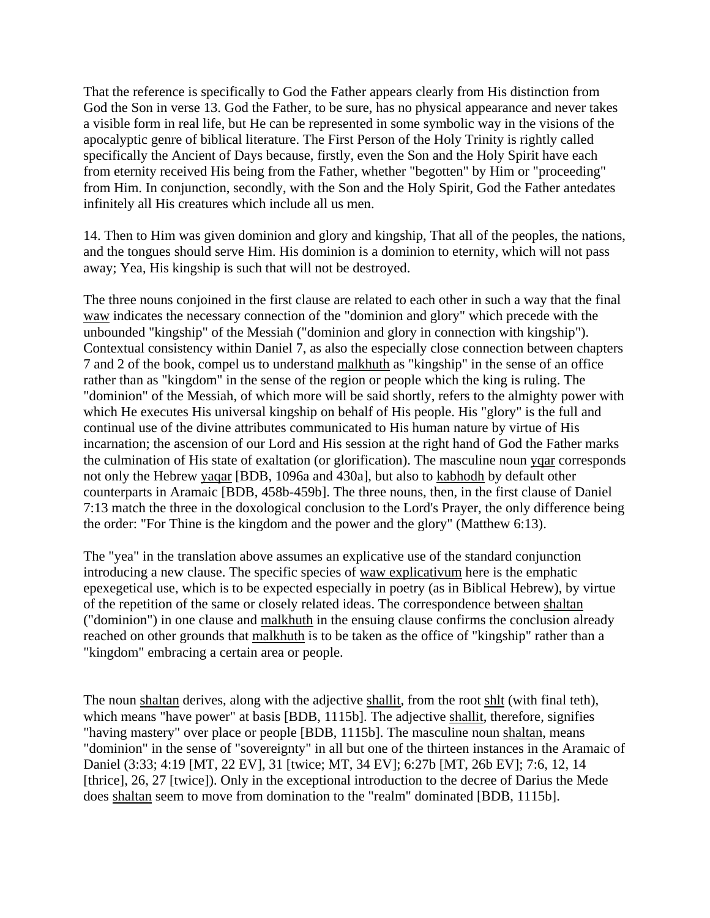That the reference is specifically to God the Father appears clearly from His distinction from God the Son in verse 13. God the Father, to be sure, has no physical appearance and never takes a visible form in real life, but He can be represented in some symbolic way in the visions of the apocalyptic genre of biblical literature. The First Person of the Holy Trinity is rightly called specifically the Ancient of Days because, firstly, even the Son and the Holy Spirit have each from eternity received His being from the Father, whether "begotten" by Him or "proceeding" from Him. In conjunction, secondly, with the Son and the Holy Spirit, God the Father antedates infinitely all His creatures which include all us men.

14. Then to Him was given dominion and glory and kingship, That all of the peoples, the nations, and the tongues should serve Him. His dominion is a dominion to eternity, which will not pass away; Yea, His kingship is such that will not be destroyed.

The three nouns conjoined in the first clause are related to each other in such a way that the final waw indicates the necessary connection of the "dominion and glory" which precede with the unbounded "kingship" of the Messiah ("dominion and glory in connection with kingship"). Contextual consistency within Daniel 7, as also the especially close connection between chapters 7 and 2 of the book, compel us to understand malkhuth as "kingship" in the sense of an office rather than as "kingdom" in the sense of the region or people which the king is ruling. The "dominion" of the Messiah, of which more will be said shortly, refers to the almighty power with which He executes His universal kingship on behalf of His people. His "glory" is the full and continual use of the divine attributes communicated to His human nature by virtue of His incarnation; the ascension of our Lord and His session at the right hand of God the Father marks the culmination of His state of exaltation (or glorification). The masculine noun yqar corresponds not only the Hebrew yaqar [BDB, 1096a and 430a], but also to kabhodh by default other counterparts in Aramaic [BDB, 458b-459b]. The three nouns, then, in the first clause of Daniel 7:13 match the three in the doxological conclusion to the Lord's Prayer, the only difference being the order: "For Thine is the kingdom and the power and the glory" (Matthew 6:13).

The "yea" in the translation above assumes an explicative use of the standard conjunction introducing a new clause. The specific species of waw explicativum here is the emphatic epexegetical use, which is to be expected especially in poetry (as in Biblical Hebrew), by virtue of the repetition of the same or closely related ideas. The correspondence between shaltan ("dominion") in one clause and malkhuth in the ensuing clause confirms the conclusion already reached on other grounds that malkhuth is to be taken as the office of "kingship" rather than a "kingdom" embracing a certain area or people.

The noun shaltan derives, along with the adjective shallit, from the root shlt (with final teth), which means "have power" at basis [BDB, 1115b]. The adjective shallit, therefore, signifies "having mastery" over place or people [BDB, 1115b]. The masculine noun shaltan, means "dominion" in the sense of "sovereignty" in all but one of the thirteen instances in the Aramaic of Daniel (3:33; 4:19 [MT, 22 EV], 31 [twice; MT, 34 EV]; 6:27b [MT, 26b EV]; 7:6, 12, 14 [thrice], 26, 27 [twice]). Only in the exceptional introduction to the decree of Darius the Mede does shaltan seem to move from domination to the "realm" dominated [BDB, 1115b].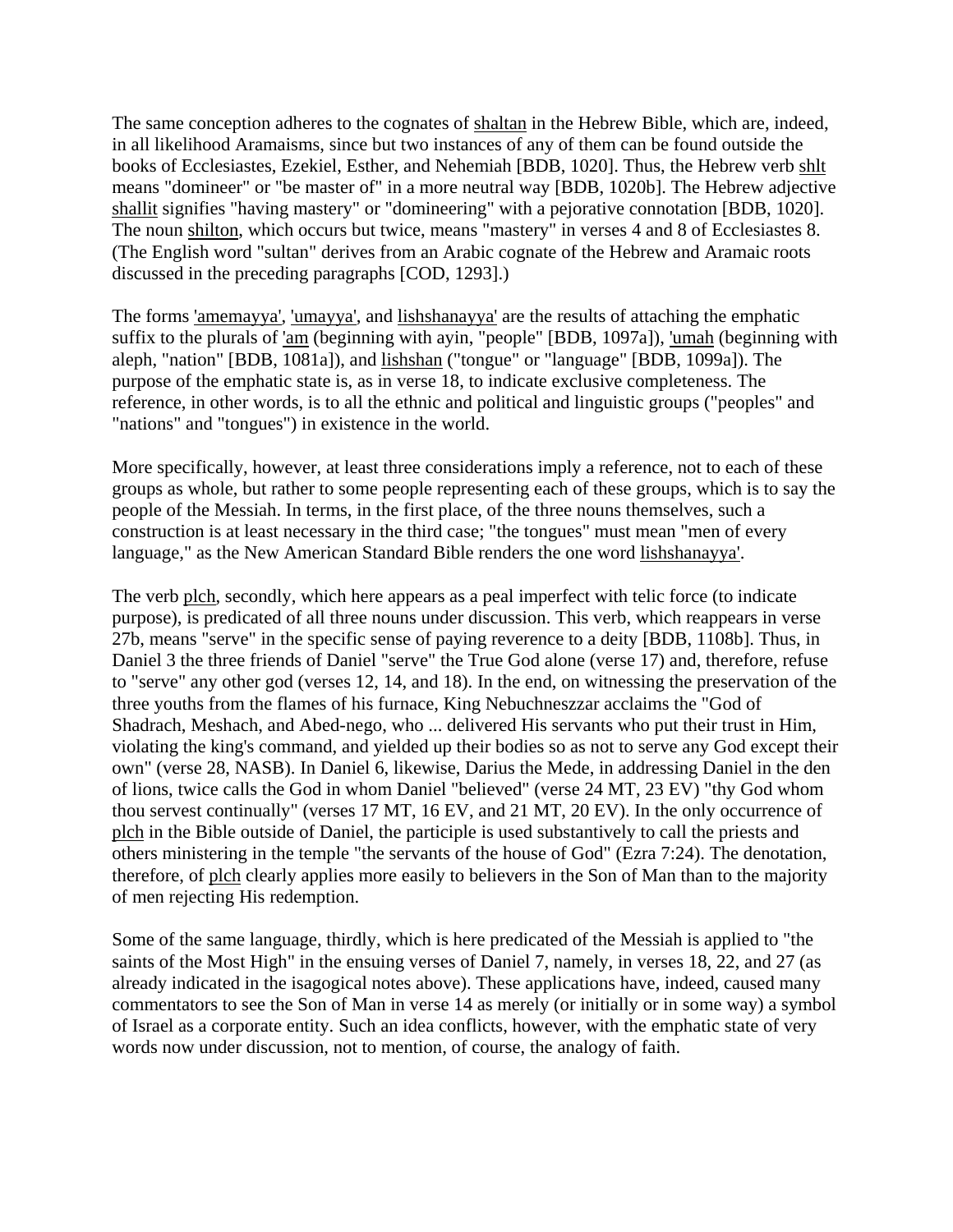The same conception adheres to the cognates of shaltan in the Hebrew Bible, which are, indeed, in all likelihood Aramaisms, since but two instances of any of them can be found outside the books of Ecclesiastes, Ezekiel, Esther, and Nehemiah [BDB, 1020]. Thus, the Hebrew verb shlt means "domineer" or "be master of" in a more neutral way [BDB, 1020b]. The Hebrew adjective shallit signifies "having mastery" or "domineering" with a pejorative connotation [BDB, 1020]. The noun shilton, which occurs but twice, means "mastery" in verses 4 and 8 of Ecclesiastes 8. (The English word "sultan" derives from an Arabic cognate of the Hebrew and Aramaic roots discussed in the preceding paragraphs [COD, 1293].)

The forms 'amemayya', 'umayya', and lishshanayya' are the results of attaching the emphatic suffix to the plurals of 'am (beginning with ayin, "people" [BDB, 1097a]), 'umah (beginning with aleph, "nation" [BDB, 1081a]), and lishshan ("tongue" or "language" [BDB, 1099a]). The purpose of the emphatic state is, as in verse 18, to indicate exclusive completeness. The reference, in other words, is to all the ethnic and political and linguistic groups ("peoples" and "nations" and "tongues") in existence in the world.

More specifically, however, at least three considerations imply a reference, not to each of these groups as whole, but rather to some people representing each of these groups, which is to say the people of the Messiah. In terms, in the first place, of the three nouns themselves, such a construction is at least necessary in the third case; "the tongues" must mean "men of every language," as the New American Standard Bible renders the one word lishshanayya'.

The verb plch, secondly, which here appears as a peal imperfect with telic force (to indicate purpose), is predicated of all three nouns under discussion. This verb, which reappears in verse 27b, means "serve" in the specific sense of paying reverence to a deity [BDB, 1108b]. Thus, in Daniel 3 the three friends of Daniel "serve" the True God alone (verse 17) and, therefore, refuse to "serve" any other god (verses 12, 14, and 18). In the end, on witnessing the preservation of the three youths from the flames of his furnace, King Nebuchneszzar acclaims the "God of Shadrach, Meshach, and Abed-nego, who ... delivered His servants who put their trust in Him, violating the king's command, and yielded up their bodies so as not to serve any God except their own" (verse 28, NASB). In Daniel 6, likewise, Darius the Mede, in addressing Daniel in the den of lions, twice calls the God in whom Daniel "believed" (verse 24 MT, 23 EV) "thy God whom thou servest continually" (verses 17 MT, 16 EV, and 21 MT, 20 EV). In the only occurrence of plch in the Bible outside of Daniel, the participle is used substantively to call the priests and others ministering in the temple "the servants of the house of God" (Ezra 7:24). The denotation, therefore, of plch clearly applies more easily to believers in the Son of Man than to the majority of men rejecting His redemption.

Some of the same language, thirdly, which is here predicated of the Messiah is applied to "the saints of the Most High" in the ensuing verses of Daniel 7, namely, in verses 18, 22, and 27 (as already indicated in the isagogical notes above). These applications have, indeed, caused many commentators to see the Son of Man in verse 14 as merely (or initially or in some way) a symbol of Israel as a corporate entity. Such an idea conflicts, however, with the emphatic state of very words now under discussion, not to mention, of course, the analogy of faith.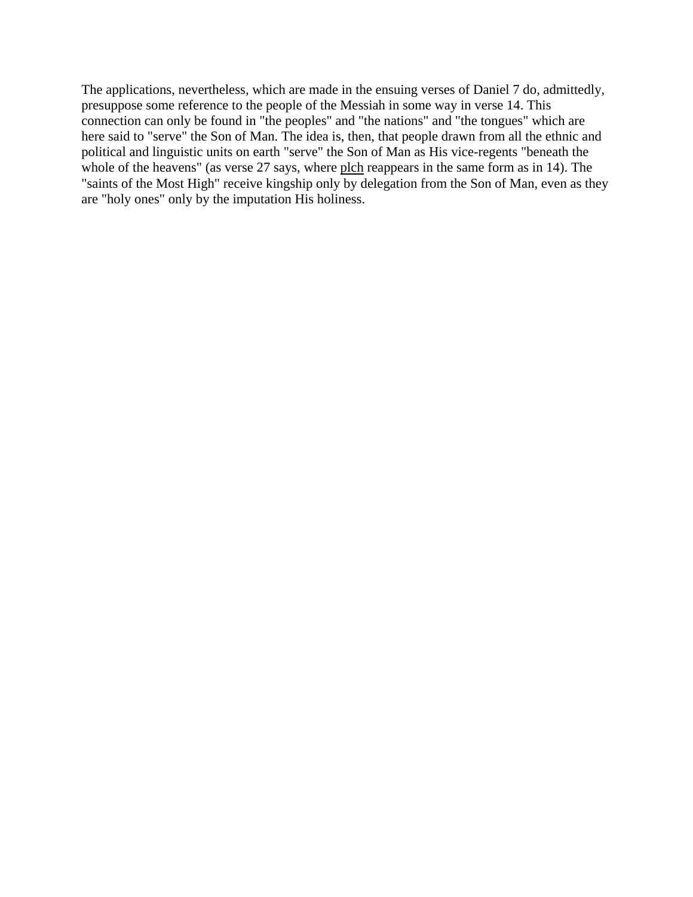The applications, nevertheless, which are made in the ensuing verses of Daniel 7 do, admittedly, presuppose some reference to the people of the Messiah in some way in verse 14. This connection can only be found in "the peoples" and "the nations" and "the tongues" which are here said to "serve" the Son of Man. The idea is, then, that people drawn from all the ethnic and political and linguistic units on earth "serve" the Son of Man as His vice-regents "beneath the whole of the heavens" (as verse 27 says, where plch reappears in the same form as in 14). The "saints of the Most High" receive kingship only by delegation from the Son of Man, even as they are "holy ones" only by the imputation His holiness.